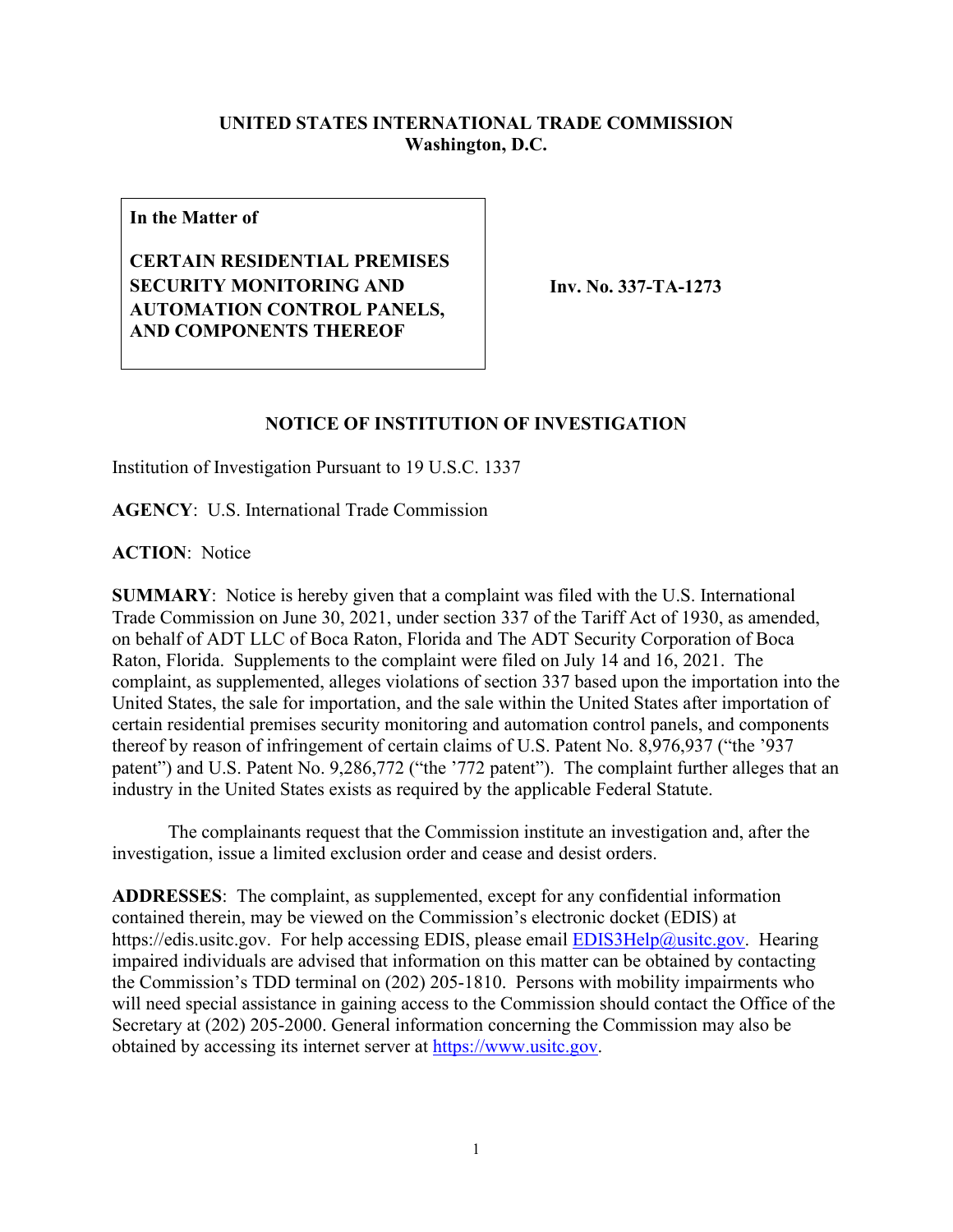**UNITED STATES INTERNATIONAL TRADE COMMISSION**
**Washington, D.C.**

| In the Matter of<br><br>**CERTAIN RESIDENTIAL PREMISES SECURITY MONITORING AND AUTOMATION CONTROL PANELS, AND COMPONENTS THEREOF** | **Inv. No. 337-TA-1273** |
|---|---|

**NOTICE OF INSTITUTION OF INVESTIGATION**

Institution of Investigation Pursuant to 19 U.S.C. 1337

**AGENCY**: U.S. International Trade Commission

**ACTION**: Notice

**SUMMARY**: Notice is hereby given that a complaint was filed with the U.S. International Trade Commission on June 30, 2021, under section 337 of the Tariff Act of 1930, as amended, on behalf of ADT LLC of Boca Raton, Florida and The ADT Security Corporation of Boca Raton, Florida. Supplements to the complaint were filed on July 14 and 16, 2021. The complaint, as supplemented, alleges violations of section 337 based upon the importation into the United States, the sale for importation, and the sale within the United States after importation of certain residential premises security monitoring and automation control panels, and components thereof by reason of infringement of certain claims of U.S. Patent No. 8,976,937 ("the '937 patent") and U.S. Patent No. 9,286,772 ("the '772 patent"). The complaint further alleges that an industry in the United States exists as required by the applicable Federal Statute.

The complainants request that the Commission institute an investigation and, after the investigation, issue a limited exclusion order and cease and desist orders.

**ADDRESSES**: The complaint, as supplemented, except for any confidential information contained therein, may be viewed on the Commission's electronic docket (EDIS) at https://edis.usitc.gov. For help accessing EDIS, please email EDIS3Help@usitc.gov. Hearing impaired individuals are advised that information on this matter can be obtained by contacting the Commission's TDD terminal on (202) 205-1810. Persons with mobility impairments who will need special assistance in gaining access to the Commission should contact the Office of the Secretary at (202) 205-2000. General information concerning the Commission may also be obtained by accessing its internet server at https://www.usitc.gov.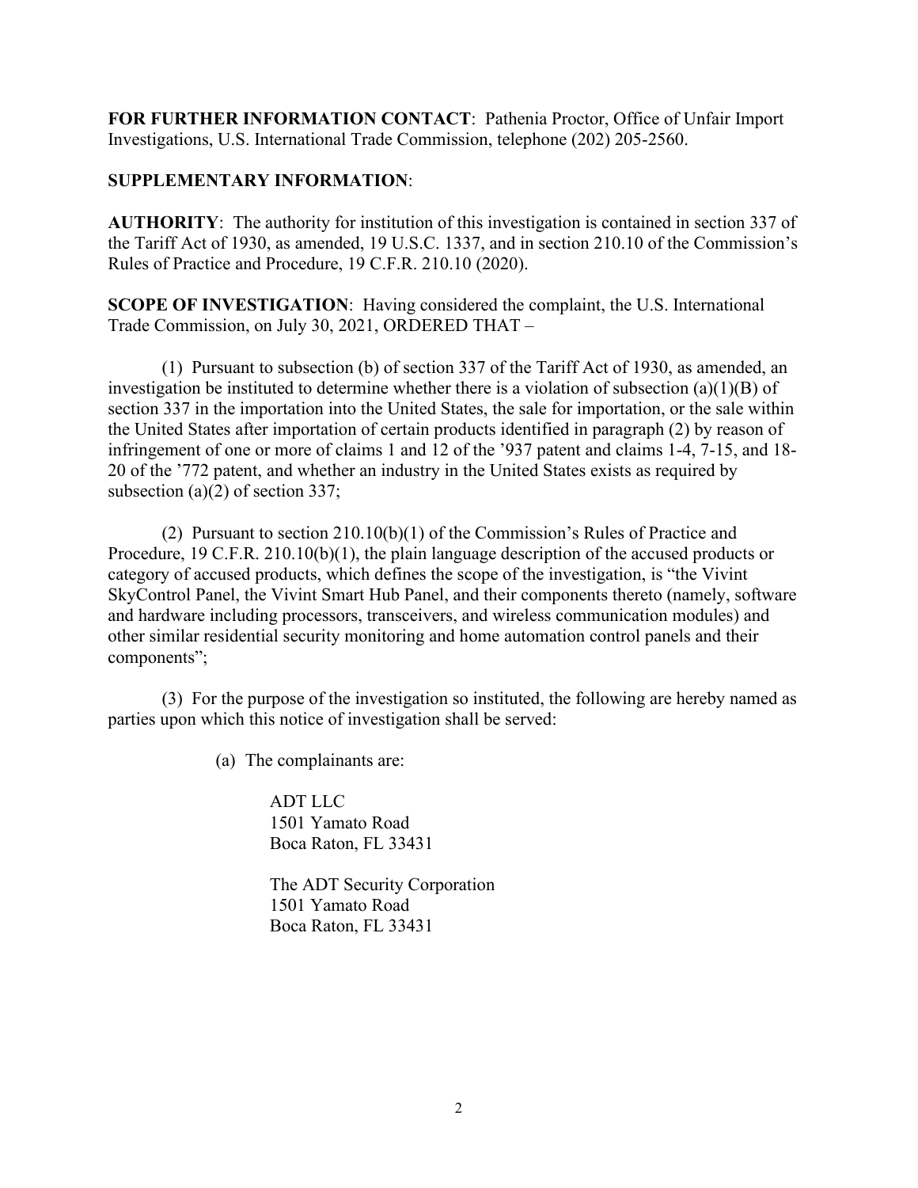**FOR FURTHER INFORMATION CONTACT**: Pathenia Proctor, Office of Unfair Import Investigations, U.S. International Trade Commission, telephone (202) 205-2560.

**SUPPLEMENTARY INFORMATION**:

**AUTHORITY**: The authority for institution of this investigation is contained in section 337 of the Tariff Act of 1930, as amended, 19 U.S.C. 1337, and in section 210.10 of the Commission's Rules of Practice and Procedure, 19 C.F.R. 210.10 (2020).

**SCOPE OF INVESTIGATION**: Having considered the complaint, the U.S. International Trade Commission, on July 30, 2021, ORDERED THAT –

(1) Pursuant to subsection (b) of section 337 of the Tariff Act of 1930, as amended, an investigation be instituted to determine whether there is a violation of subsection (a)(1)(B) of section 337 in the importation into the United States, the sale for importation, or the sale within the United States after importation of certain products identified in paragraph (2) by reason of infringement of one or more of claims 1 and 12 of the '937 patent and claims 1-4, 7-15, and 18-20 of the '772 patent, and whether an industry in the United States exists as required by subsection (a)(2) of section 337;

(2) Pursuant to section 210.10(b)(1) of the Commission's Rules of Practice and Procedure, 19 C.F.R. 210.10(b)(1), the plain language description of the accused products or category of accused products, which defines the scope of the investigation, is "the Vivint SkyControl Panel, the Vivint Smart Hub Panel, and their components thereto (namely, software and hardware including processors, transceivers, and wireless communication modules) and other similar residential security monitoring and home automation control panels and their components";

(3) For the purpose of the investigation so instituted, the following are hereby named as parties upon which this notice of investigation shall be served:

(a) The complainants are:

ADT LLC
1501 Yamato Road
Boca Raton, FL 33431

The ADT Security Corporation
1501 Yamato Road
Boca Raton, FL 33431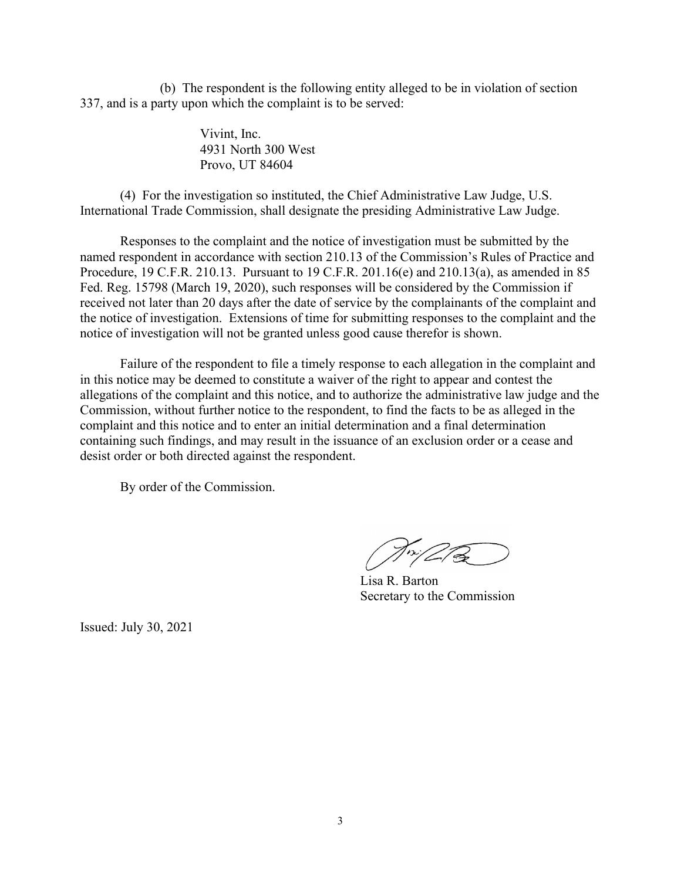(b) The respondent is the following entity alleged to be in violation of section 337, and is a party upon which the complaint is to be served:

Vivint, Inc.
4931 North 300 West
Provo, UT 84604

(4) For the investigation so instituted, the Chief Administrative Law Judge, U.S. International Trade Commission, shall designate the presiding Administrative Law Judge.

Responses to the complaint and the notice of investigation must be submitted by the named respondent in accordance with section 210.13 of the Commission's Rules of Practice and Procedure, 19 C.F.R. 210.13. Pursuant to 19 C.F.R. 201.16(e) and 210.13(a), as amended in 85 Fed. Reg. 15798 (March 19, 2020), such responses will be considered by the Commission if received not later than 20 days after the date of service by the complainants of the complaint and the notice of investigation. Extensions of time for submitting responses to the complaint and the notice of investigation will not be granted unless good cause therefor is shown.

Failure of the respondent to file a timely response to each allegation in the complaint and in this notice may be deemed to constitute a waiver of the right to appear and contest the allegations of the complaint and this notice, and to authorize the administrative law judge and the Commission, without further notice to the respondent, to find the facts to be as alleged in the complaint and this notice and to enter an initial determination and a final determination containing such findings, and may result in the issuance of an exclusion order or a cease and desist order or both directed against the respondent.

By order of the Commission.

Lisa R. Barton
Secretary to the Commission

Issued: July 30, 2021